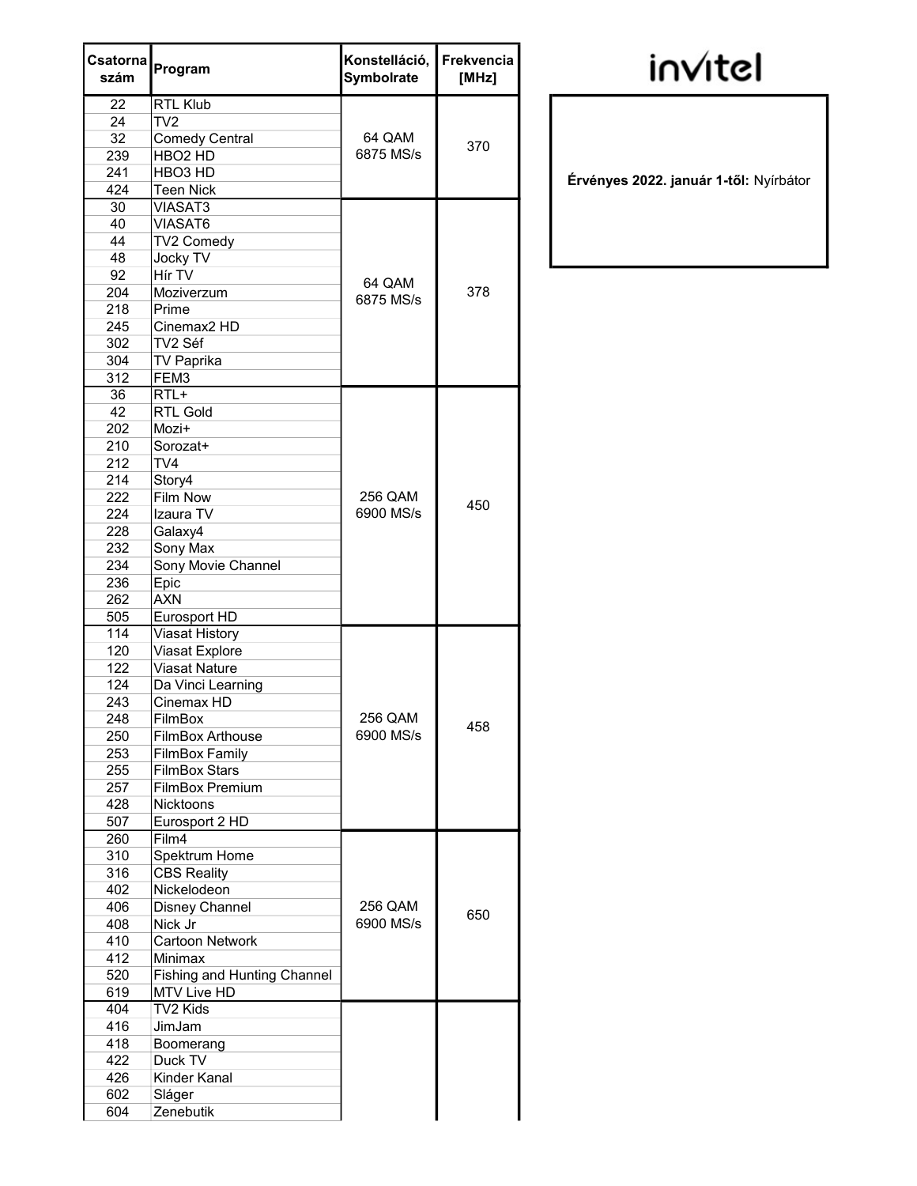invitel

**Érvényes 2022. január 1-től:** Nyírbátor

| Csatorna szám | Program | Konstelláció, Symbolrate | Frekvencia [MHz] |
|---|---|---|---|
| 22 | RTL Klub | 64 QAM 6875 MS/s | 370 |
| 24 | TV2 | | |
| 32 | Comedy Central | | |
| 239 | HBO2 HD | | |
| 241 | HBO3 HD | | |
| 424 | Teen Nick | | |
| 30 | VIASAT3 | 64 QAM 6875 MS/s | 378 |
| 40 | VIASAT6 | | |
| 44 | TV2 Comedy | | |
| 48 | Jocky TV | | |
| 92 | Hír TV | | |
| 204 | Moziverzum | | |
| 218 | Prime | | |
| 245 | Cinemax2 HD | | |
| 302 | TV2 Séf | | |
| 304 | TV Paprika | | |
| 312 | FEM3 | | |
| 36 | RTL+ | 256 QAM 6900 MS/s | 450 |
| 42 | RTL Gold | | |
| 202 | Mozi+ | | |
| 210 | Sorozat+ | | |
| 212 | TV4 | | |
| 214 | Story4 | | |
| 222 | Film Now | | |
| 224 | Izaura TV | | |
| 228 | Galaxy4 | | |
| 232 | Sony Max | | |
| 234 | Sony Movie Channel | | |
| 236 | Epic | | |
| 262 | AXN | | |
| 505 | Eurosport HD | | |
| 114 | Viasat History | 256 QAM 6900 MS/s | 458 |
| 120 | Viasat Explore | | |
| 122 | Viasat Nature | | |
| 124 | Da Vinci Learning | | |
| 243 | Cinemax HD | | |
| 248 | FilmBox | | |
| 250 | FilmBox Arthouse | | |
| 253 | FilmBox Family | | |
| 255 | FilmBox Stars | | |
| 257 | FilmBox Premium | | |
| 428 | Nicktoons | | |
| 507 | Eurosport 2 HD | | |
| 260 | Film4 | 256 QAM 6900 MS/s | 650 |
| 310 | Spektrum Home | | |
| 316 | CBS Reality | | |
| 402 | Nickelodeon | | |
| 406 | Disney Channel | | |
| 408 | Nick Jr | | |
| 410 | Cartoon Network | | |
| 412 | Minimax | | |
| 520 | Fishing and Hunting Channel | | |
| 619 | MTV Live HD | | |
| 404 | TV2 Kids | | |
| 416 | JimJam | | |
| 418 | Boomerang | | |
| 422 | Duck TV | | |
| 426 | Kinder Kanal | | |
| 602 | Sláger | | |
| 604 | Zenebutik | | |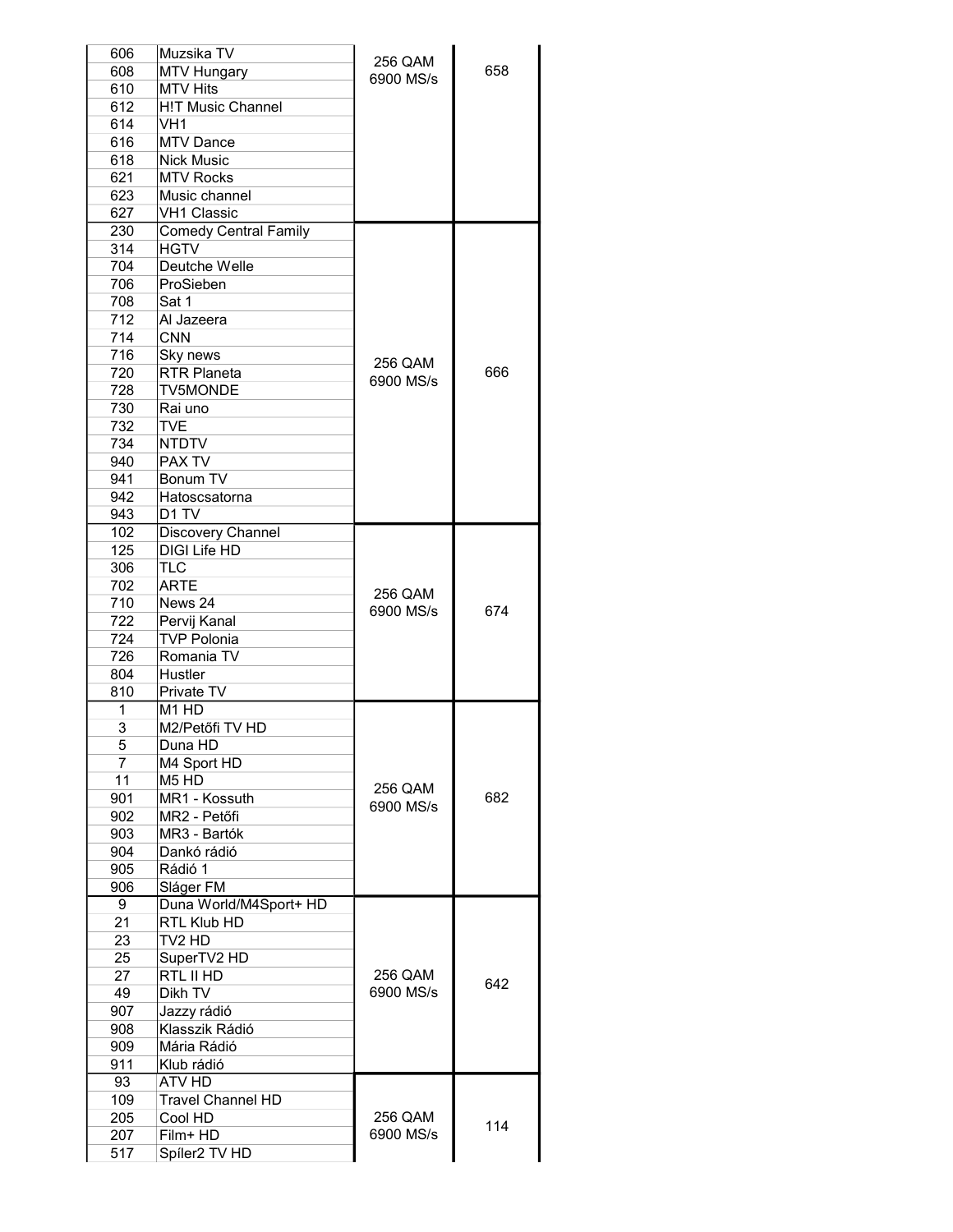| | | | |
|---|---|---|---|
| 606 | Muzsika TV | 256 QAM 6900 MS/s | 658 |
| 608 | MTV Hungary | | |
| 610 | MTV Hits | | |
| 612 | H!T Music Channel | | |
| 614 | VH1 | | |
| 616 | MTV Dance | | |
| 618 | Nick Music | | |
| 621 | MTV Rocks | | |
| 623 | Music channel | | |
| 627 | VH1 Classic | | |
| 230 | Comedy Central Family | 256 QAM 6900 MS/s | 666 |
| 314 | HGTV | | |
| 704 | Deutche Welle | | |
| 706 | ProSieben | | |
| 708 | Sat 1 | | |
| 712 | Al Jazeera | | |
| 714 | CNN | | |
| 716 | Sky news | | |
| 720 | RTR Planeta | | |
| 728 | TV5MONDE | | |
| 730 | Rai uno | | |
| 732 | TVE | | |
| 734 | NTDTV | | |
| 940 | PAX TV | | |
| 941 | Bonum TV | | |
| 942 | Hatoscsatorna | | |
| 943 | D1 TV | | |
| 102 | Discovery Channel | 256 QAM 6900 MS/s | 674 |
| 125 | DIGI Life HD | | |
| 306 | TLC | | |
| 702 | ARTE | | |
| 710 | News 24 | | |
| 722 | Pervij Kanal | | |
| 724 | TVP Polonia | | |
| 726 | Romania TV | | |
| 804 | Hustler | | |
| 810 | Private TV | | |
| 1 | M1 HD | 256 QAM 6900 MS/s | 682 |
| 3 | M2/Petőfi TV HD | | |
| 5 | Duna HD | | |
| 7 | M4 Sport HD | | |
| 11 | M5 HD | | |
| 901 | MR1 - Kossuth | | |
| 902 | MR2 - Petőfi | | |
| 903 | MR3 - Bartók | | |
| 904 | Dankó rádió | | |
| 905 | Rádió 1 | | |
| 906 | Sláger FM | | |
| 9 | Duna World/M4Sport+ HD | 256 QAM 6900 MS/s | 642 |
| 21 | RTL Klub HD | | |
| 23 | TV2 HD | | |
| 25 | SuperTV2 HD | | |
| 27 | RTL II HD | | |
| 49 | Dikh TV | | |
| 907 | Jazzy rádió | | |
| 908 | Klasszik Rádió | | |
| 909 | Mária Rádió | | |
| 911 | Klub rádió | | |
| 93 | ATV HD | 256 QAM 6900 MS/s | 114 |
| 109 | Travel Channel HD | | |
| 205 | Cool HD | | |
| 207 | Film+ HD | | |
| 517 | Spíler2 TV HD | | |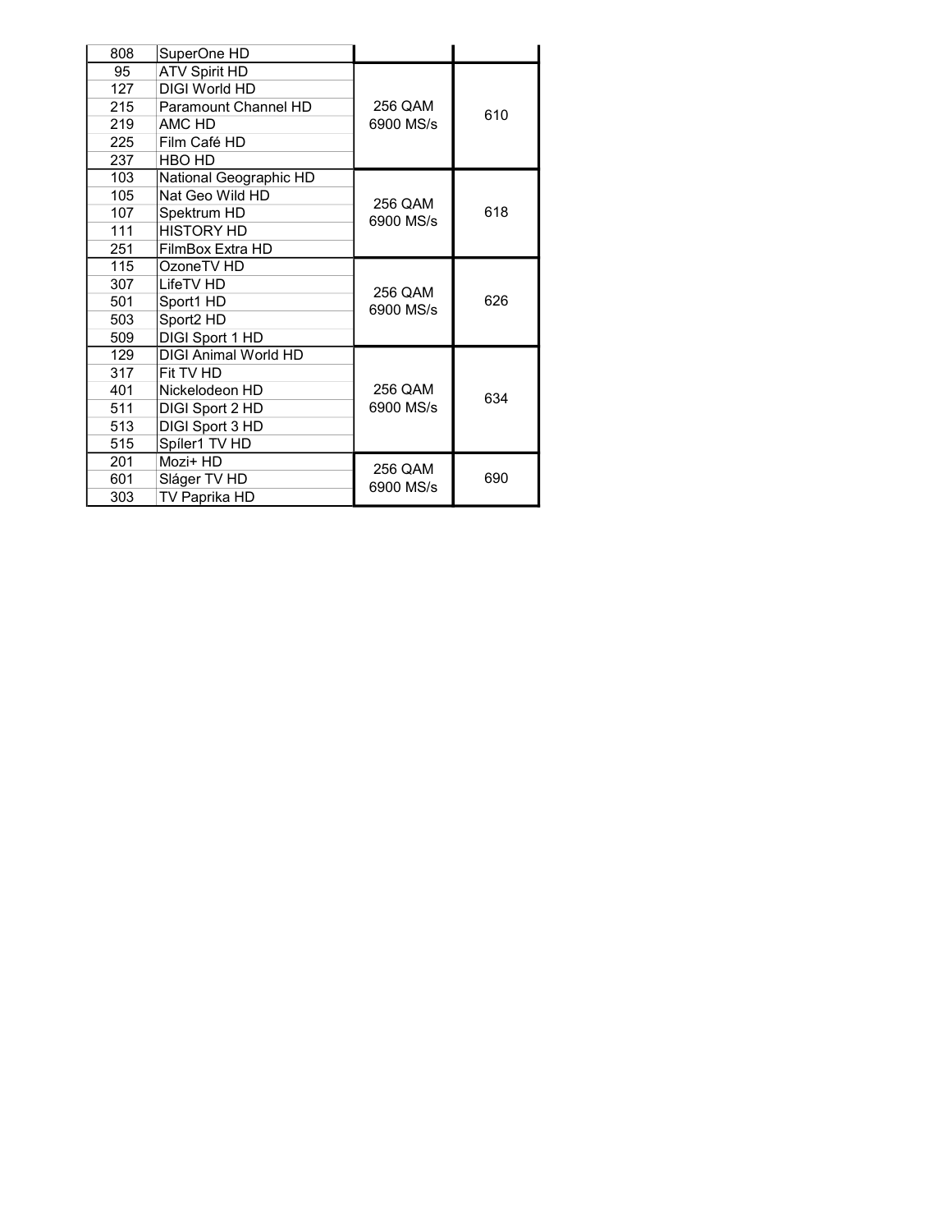| | | | |
|---|---|---|---|
| 808 | SuperOne HD | | |
| 95 | ATV Spirit HD | 256 QAM 6900 MS/s | 610 |
| 127 | DIGI World HD | | |
| 215 | Paramount Channel HD | | |
| 219 | AMC HD | | |
| 225 | Film Café HD | | |
| 237 | HBO HD | | |
| 103 | National Geographic HD | 256 QAM 6900 MS/s | 618 |
| 105 | Nat Geo Wild HD | | |
| 107 | Spektrum HD | | |
| 111 | HISTORY HD | | |
| 251 | FilmBox Extra HD | | |
| 115 | OzoneTV HD | 256 QAM 6900 MS/s | 626 |
| 307 | LifeTV HD | | |
| 501 | Sport1 HD | | |
| 503 | Sport2 HD | | |
| 509 | DIGI Sport 1 HD | | |
| 129 | DIGI Animal World HD | 256 QAM 6900 MS/s | 634 |
| 317 | Fit TV HD | | |
| 401 | Nickelodeon HD | | |
| 511 | DIGI Sport 2 HD | | |
| 513 | DIGI Sport 3 HD | | |
| 515 | Spíler1 TV HD | | |
| 201 | Mozi+ HD | 256 QAM 6900 MS/s | 690 |
| 601 | Sláger TV HD | | |
| 303 | TV Paprika HD | | |